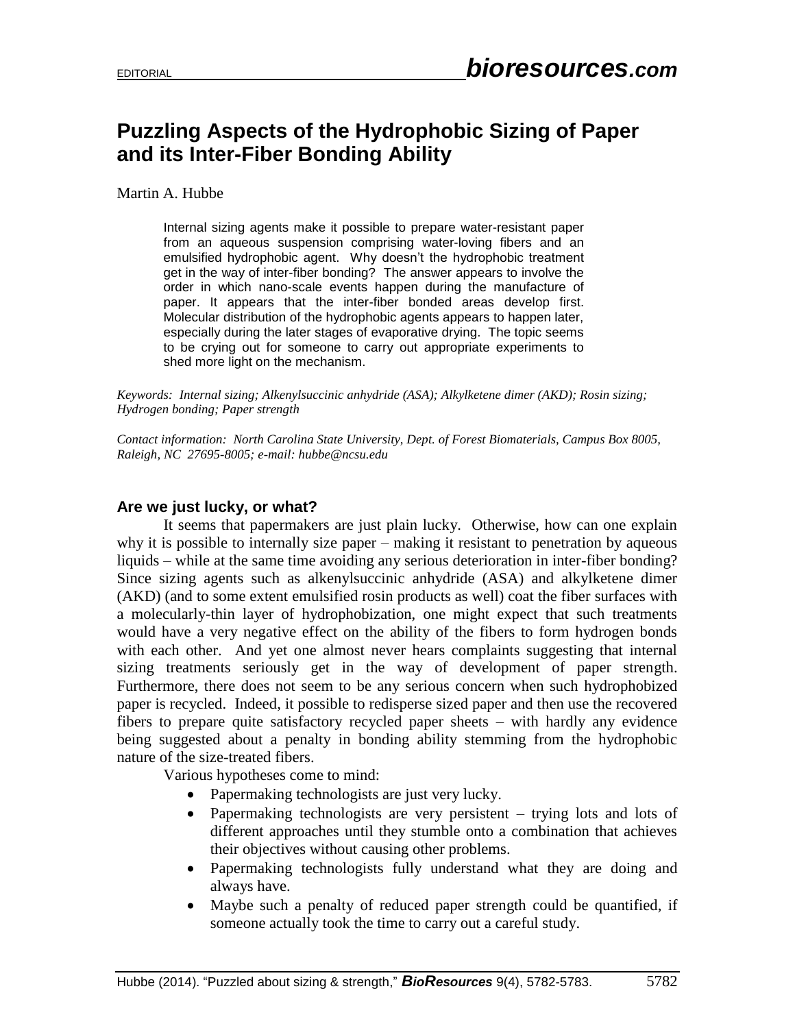# Puzzling Aspects of the Hydrophobic Sizing of Paper and its Inter-Fiber Bonding Ability

Martin A. Hubbe

> Internal sizing agents make it possible to prepare water-resistant paper from an aqueous suspension comprising water-loving fibers and an emulsified hydrophobic agent. Why doesn't the hydrophobic treatment get in the way of inter-fiber bonding? The answer appears to involve the order in which nano-scale events happen during the manufacture of paper. It appears that the inter-fiber bonded areas develop first. Molecular distribution of the hydrophobic agents appears to happen later, especially during the later stages of evaporative drying. The topic seems to be crying out for someone to carry out appropriate experiments to shed more light on the mechanism.

*Keywords: Internal sizing; Alkenylsuccinic anhydride (ASA); Alkylketene dimer (AKD); Rosin sizing; Hydrogen bonding; Paper strength*

*Contact information: North Carolina State University, Dept. of Forest Biomaterials, Campus Box 8005, Raleigh, NC 27695-8005; e-mail: hubbe@ncsu.edu*

## Are we just lucky, or what?

It seems that papermakers are just plain lucky. Otherwise, how can one explain why it is possible to internally size paper – making it resistant to penetration by aqueous liquids – while at the same time avoiding any serious deterioration in inter-fiber bonding? Since sizing agents such as alkenylsuccinic anhydride (ASA) and alkylketene dimer (AKD) (and to some extent emulsified rosin products as well) coat the fiber surfaces with a molecularly-thin layer of hydrophobization, one might expect that such treatments would have a very negative effect on the ability of the fibers to form hydrogen bonds with each other. And yet one almost never hears complaints suggesting that internal sizing treatments seriously get in the way of development of paper strength. Furthermore, there does not seem to be any serious concern when such hydrophobized paper is recycled. Indeed, it possible to redisperse sized paper and then use the recovered fibers to prepare quite satisfactory recycled paper sheets – with hardly any evidence being suggested about a penalty in bonding ability stemming from the hydrophobic nature of the size-treated fibers.

Various hypotheses come to mind:

- Papermaking technologists are just very lucky.
- Papermaking technologists are very persistent – trying lots and lots of different approaches until they stumble onto a combination that achieves their objectives without causing other problems.
- Papermaking technologists fully understand what they are doing and always have.
- Maybe such a penalty of reduced paper strength could be quantified, if someone actually took the time to carry out a careful study.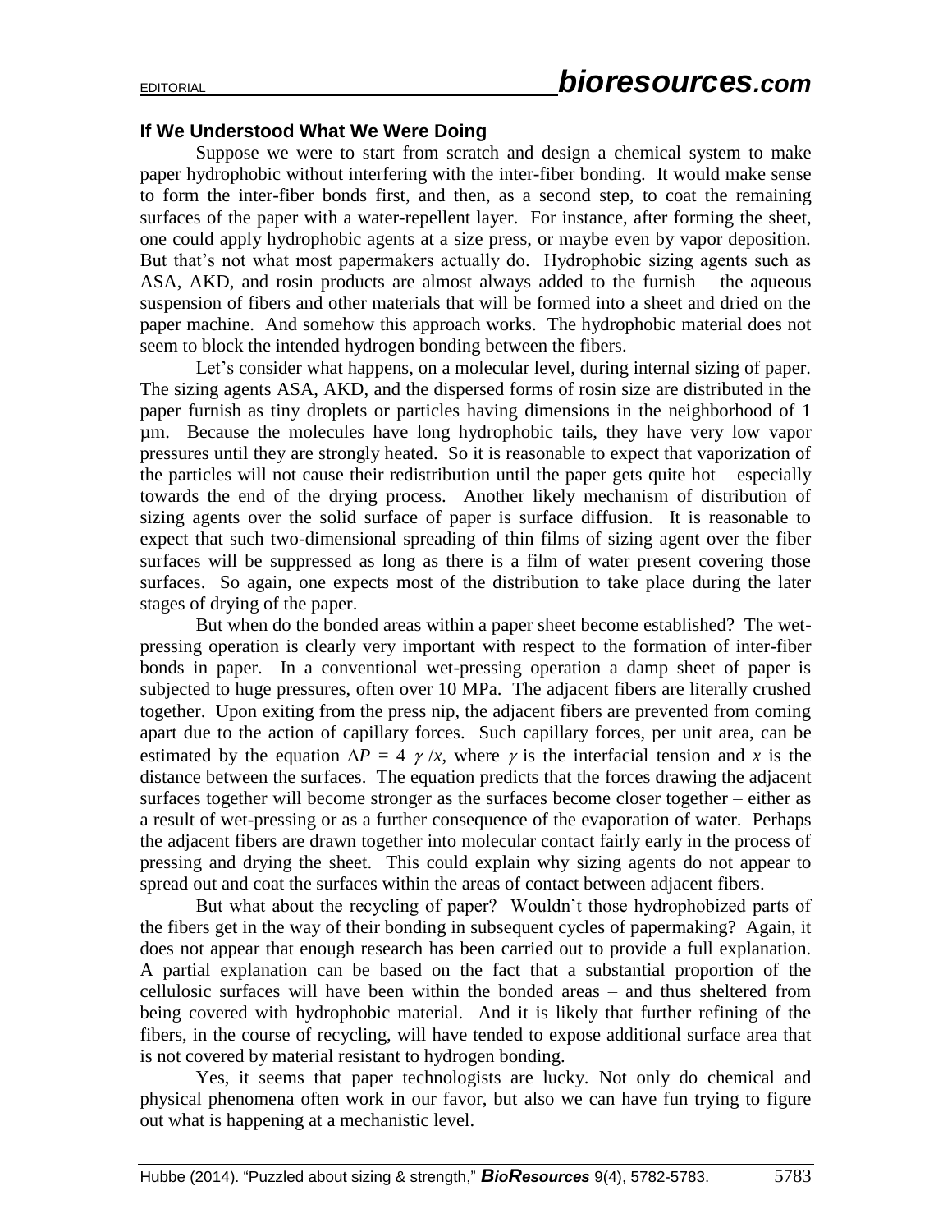### If We Understood What We Were Doing

Suppose we were to start from scratch and design a chemical system to make paper hydrophobic without interfering with the inter-fiber bonding. It would make sense to form the inter-fiber bonds first, and then, as a second step, to coat the remaining surfaces of the paper with a water-repellent layer. For instance, after forming the sheet, one could apply hydrophobic agents at a size press, or maybe even by vapor deposition. But that's not what most papermakers actually do. Hydrophobic sizing agents such as ASA, AKD, and rosin products are almost always added to the furnish – the aqueous suspension of fibers and other materials that will be formed into a sheet and dried on the paper machine. And somehow this approach works. The hydrophobic material does not seem to block the intended hydrogen bonding between the fibers.

Let's consider what happens, on a molecular level, during internal sizing of paper. The sizing agents ASA, AKD, and the dispersed forms of rosin size are distributed in the paper furnish as tiny droplets or particles having dimensions in the neighborhood of 1 µm. Because the molecules have long hydrophobic tails, they have very low vapor pressures until they are strongly heated. So it is reasonable to expect that vaporization of the particles will not cause their redistribution until the paper gets quite hot – especially towards the end of the drying process. Another likely mechanism of distribution of sizing agents over the solid surface of paper is surface diffusion. It is reasonable to expect that such two-dimensional spreading of thin films of sizing agent over the fiber surfaces will be suppressed as long as there is a film of water present covering those surfaces. So again, one expects most of the distribution to take place during the later stages of drying of the paper.

But when do the bonded areas within a paper sheet become established? The wet-pressing operation is clearly very important with respect to the formation of inter-fiber bonds in paper. In a conventional wet-pressing operation a damp sheet of paper is subjected to huge pressures, often over 10 MPa. The adjacent fibers are literally crushed together. Upon exiting from the press nip, the adjacent fibers are prevented from coming apart due to the action of capillary forces. Such capillary forces, per unit area, can be estimated by the equation $\Delta P = 4\gamma/x$, where $\gamma$ is the interfacial tension and $x$ is the distance between the surfaces. The equation predicts that the forces drawing the adjacent surfaces together will become stronger as the surfaces become closer together – either as a result of wet-pressing or as a further consequence of the evaporation of water. Perhaps the adjacent fibers are drawn together into molecular contact fairly early in the process of pressing and drying the sheet. This could explain why sizing agents do not appear to spread out and coat the surfaces within the areas of contact between adjacent fibers.

But what about the recycling of paper? Wouldn't those hydrophobized parts of the fibers get in the way of their bonding in subsequent cycles of papermaking? Again, it does not appear that enough research has been carried out to provide a full explanation. A partial explanation can be based on the fact that a substantial proportion of the cellulosic surfaces will have been within the bonded areas – and thus sheltered from being covered with hydrophobic material. And it is likely that further refining of the fibers, in the course of recycling, will have tended to expose additional surface area that is not covered by material resistant to hydrogen bonding.

Yes, it seems that paper technologists are lucky. Not only do chemical and physical phenomena often work in our favor, but also we can have fun trying to figure out what is happening at a mechanistic level.